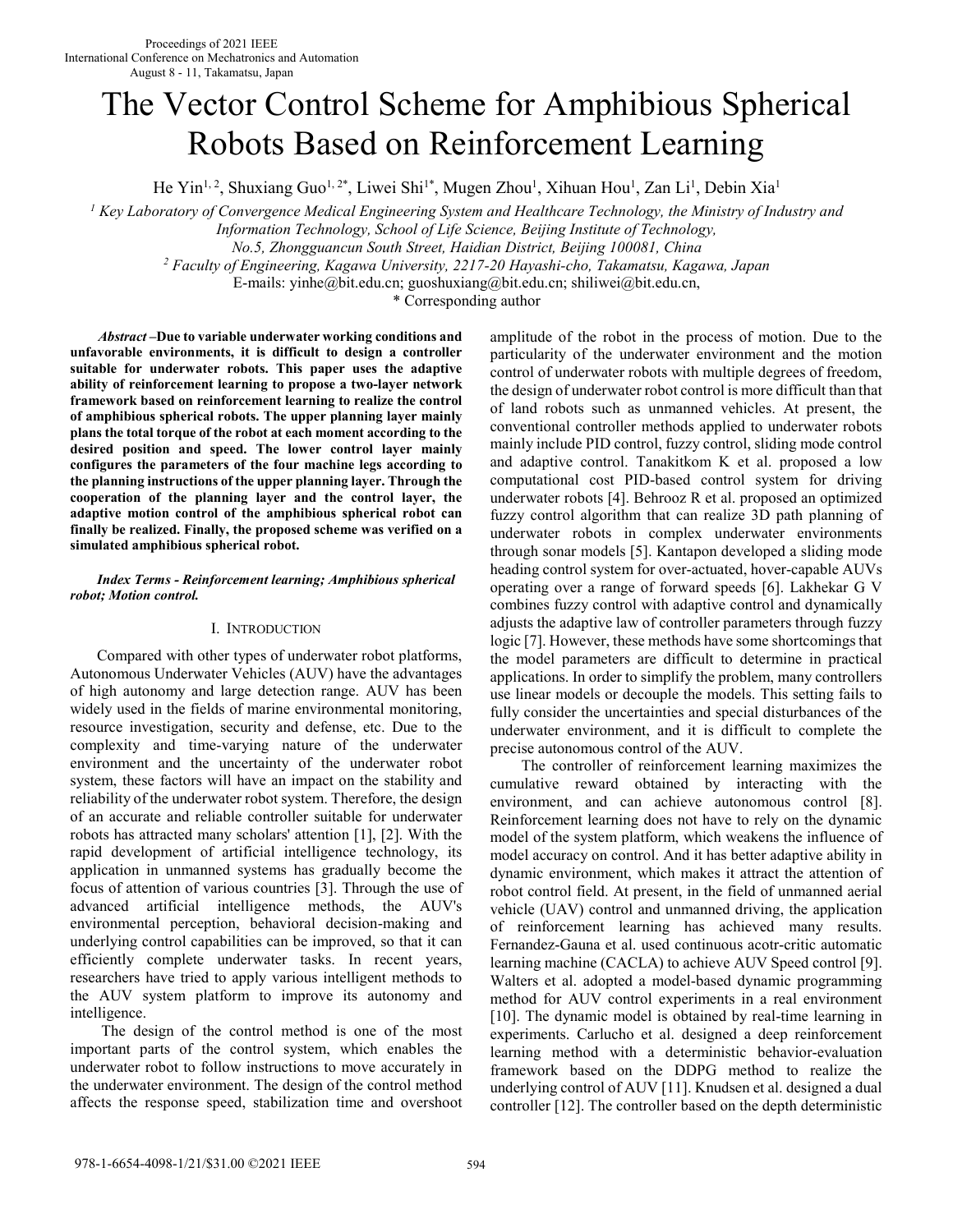# The Vector Control Scheme for Amphibious Spherical Robots Based on Reinforcement Learning

He Yin[1, 2], Shuxiang Guo[1, 2*], Liwei Shi[1*], Mugen Zhou[1], Xihuan Hou[1], Zan Li[1], Debin Xia[1]

[1] *Key Laboratory of Convergence Medical Engineering System and Healthcare Technology, the Ministry of Industry and Information Technology, School of Life Science, Beijing Institute of Technology, No.5, Zhongguancun South Street, Haidian District, Beijing 100081, China*

[2] *Faculty of Engineering, Kagawa University, 2217-20 Hayashi-cho, Takamatsu, Kagawa, Japan*

E-mails: yinhe@bit.edu.cn; guoshuxiang@bit.edu.cn; shiliwei@bit.edu.cn,

\* Corresponding author

***Abstract* –Due to variable underwater working conditions and unfavorable environments, it is difficult to design a controller suitable for underwater robots. This paper uses the adaptive ability of reinforcement learning to propose a two-layer network framework based on reinforcement learning to realize the control of amphibious spherical robots. The upper planning layer mainly plans the total torque of the robot at each moment according to the desired position and speed. The lower control layer mainly configures the parameters of the four machine legs according to the planning instructions of the upper planning layer. Through the cooperation of the planning layer and the control layer, the adaptive motion control of the amphibious spherical robot can finally be realized. Finally, the proposed scheme was verified on a simulated amphibious spherical robot.**

***Index Terms - Reinforcement learning; Amphibious spherical robot; Motion control.***

## I. Introduction

Compared with other types of underwater robot platforms, Autonomous Underwater Vehicles (AUV) have the advantages of high autonomy and large detection range. AUV has been widely used in the fields of marine environmental monitoring, resource investigation, security and defense, etc. Due to the complexity and time-varying nature of the underwater environment and the uncertainty of the underwater robot system, these factors will have an impact on the stability and reliability of the underwater robot system. Therefore, the design of an accurate and reliable controller suitable for underwater robots has attracted many scholars' attention [1], [2]. With the rapid development of artificial intelligence technology, its application in unmanned systems has gradually become the focus of attention of various countries [3]. Through the use of advanced artificial intelligence methods, the AUV's environmental perception, behavioral decision-making and underlying control capabilities can be improved, so that it can efficiently complete underwater tasks. In recent years, researchers have tried to apply various intelligent methods to the AUV system platform to improve its autonomy and intelligence.

The design of the control method is one of the most important parts of the control system, which enables the underwater robot to follow instructions to move accurately in the underwater environment. The design of the control method affects the response speed, stabilization time and overshoot amplitude of the robot in the process of motion. Due to the particularity of the underwater environment and the motion control of underwater robots with multiple degrees of freedom, the design of underwater robot control is more difficult than that of land robots such as unmanned vehicles. At present, the conventional controller methods applied to underwater robots mainly include PID control, fuzzy control, sliding mode control and adaptive control. Tanakitkom K et al. proposed a low computational cost PID-based control system for driving underwater robots [4]. Behrooz R et al. proposed an optimized fuzzy control algorithm that can realize 3D path planning of underwater robots in complex underwater environments through sonar models [5]. Kantapon developed a sliding mode heading control system for over-actuated, hover-capable AUVs operating over a range of forward speeds [6]. Lakhekar G V combines fuzzy control with adaptive control and dynamically adjusts the adaptive law of controller parameters through fuzzy logic [7]. However, these methods have some shortcomings that the model parameters are difficult to determine in practical applications. In order to simplify the problem, many controllers use linear models or decouple the models. This setting fails to fully consider the uncertainties and special disturbances of the underwater environment, and it is difficult to complete the precise autonomous control of the AUV.

The controller of reinforcement learning maximizes the cumulative reward obtained by interacting with the environment, and can achieve autonomous control [8]. Reinforcement learning does not have to rely on the dynamic model of the system platform, which weakens the influence of model accuracy on control. And it has better adaptive ability in dynamic environment, which makes it attract the attention of robot control field. At present, in the field of unmanned aerial vehicle (UAV) control and unmanned driving, the application of reinforcement learning has achieved many results. Fernandez-Gauna et al. used continuous acotr-critic automatic learning machine (CACLA) to achieve AUV Speed control [9]. Walters et al. adopted a model-based dynamic programming method for AUV control experiments in a real environment [10]. The dynamic model is obtained by real-time learning in experiments. Carlucho et al. designed a deep reinforcement learning method with a deterministic behavior-evaluation framework based on the DDPG method to realize the underlying control of AUV [11]. Knudsen et al. designed a dual controller [12]. The controller based on the depth deterministic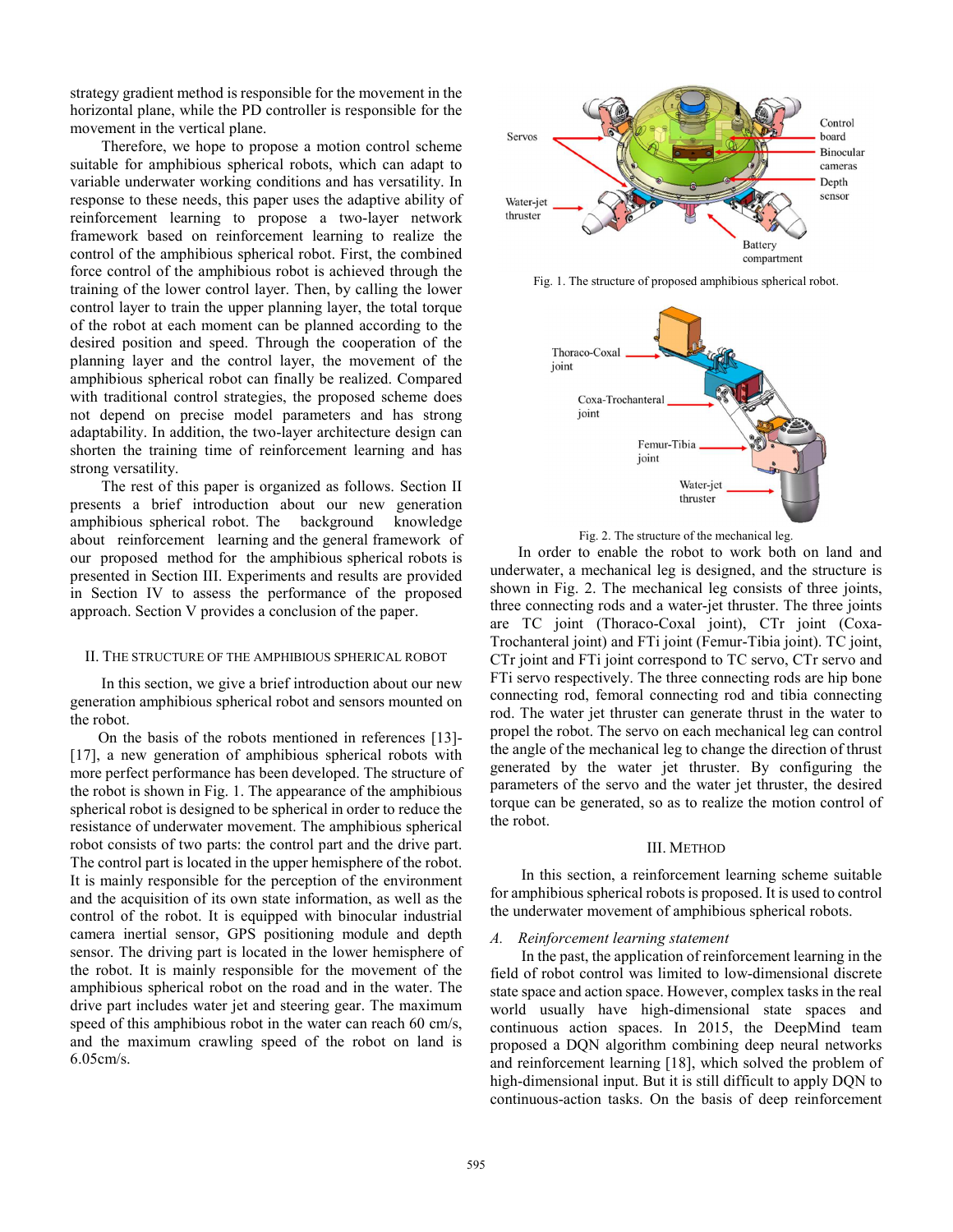strategy gradient method is responsible for the movement in the horizontal plane, while the PD controller is responsible for the movement in the vertical plane.

Therefore, we hope to propose a motion control scheme suitable for amphibious spherical robots, which can adapt to variable underwater working conditions and has versatility. In response to these needs, this paper uses the adaptive ability of reinforcement learning to propose a two-layer network framework based on reinforcement learning to realize the control of the amphibious spherical robot. First, the combined force control of the amphibious robot is achieved through the training of the lower control layer. Then, by calling the lower control layer to train the upper planning layer, the total torque of the robot at each moment can be planned according to the desired position and speed. Through the cooperation of the planning layer and the control layer, the movement of the amphibious spherical robot can finally be realized. Compared with traditional control strategies, the proposed scheme does not depend on precise model parameters and has strong adaptability. In addition, the two-layer architecture design can shorten the training time of reinforcement learning and has strong versatility.

The rest of this paper is organized as follows. Section II presents a brief introduction about our new generation amphibious spherical robot. The background knowledge about reinforcement learning and the general framework of our proposed method for the amphibious spherical robots is presented in Section III. Experiments and results are provided in Section IV to assess the performance of the proposed approach. Section V provides a conclusion of the paper.

## II. The Structure of the Amphibious Spherical Robot

In this section, we give a brief introduction about our new generation amphibious spherical robot and sensors mounted on the robot.

On the basis of the robots mentioned in references [13]-[17], a new generation of amphibious spherical robots with more perfect performance has been developed. The structure of the robot is shown in Fig. 1. The appearance of the amphibious spherical robot is designed to be spherical in order to reduce the resistance of underwater movement. The amphibious spherical robot consists of two parts: the control part and the drive part. The control part is located in the upper hemisphere of the robot. It is mainly responsible for the perception of the environment and the acquisition of its own state information, as well as the control of the robot. It is equipped with binocular industrial camera inertial sensor, GPS positioning module and depth sensor. The driving part is located in the lower hemisphere of the robot. It is mainly responsible for the movement of the amphibious spherical robot on the road and in the water. The drive part includes water jet and steering gear. The maximum speed of this amphibious robot in the water can reach 60 cm/s, and the maximum crawling speed of the robot on land is 6.05cm/s.

Fig. 1. The structure of proposed amphibious spherical robot.

Fig. 2. The structure of the mechanical leg.

In order to enable the robot to work both on land and underwater, a mechanical leg is designed, and the structure is shown in Fig. 2. The mechanical leg consists of three joints, three connecting rods and a water-jet thruster. The three joints are TC joint (Thoraco-Coxal joint), CTr joint (Coxa-Trochanteral joint) and FTi joint (Femur-Tibia joint). TC joint, CTr joint and FTi joint correspond to TC servo, CTr servo and FTi servo respectively. The three connecting rods are hip bone connecting rod, femoral connecting rod and tibia connecting rod. The water jet thruster can generate thrust in the water to propel the robot. The servo on each mechanical leg can control the angle of the mechanical leg to change the direction of thrust generated by the water jet thruster. By configuring the parameters of the servo and the water jet thruster, the desired torque can be generated, so as to realize the motion control of the robot.

## III. Method

In this section, a reinforcement learning scheme suitable for amphibious spherical robots is proposed. It is used to control the underwater movement of amphibious spherical robots.

### *A. Reinforcement learning statement*

In the past, the application of reinforcement learning in the field of robot control was limited to low-dimensional discrete state space and action space. However, complex tasks in the real world usually have high-dimensional state spaces and continuous action spaces. In 2015, the DeepMind team proposed a DQN algorithm combining deep neural networks and reinforcement learning [18], which solved the problem of high-dimensional input. But it is still difficult to apply DQN to continuous-action tasks. On the basis of deep reinforcement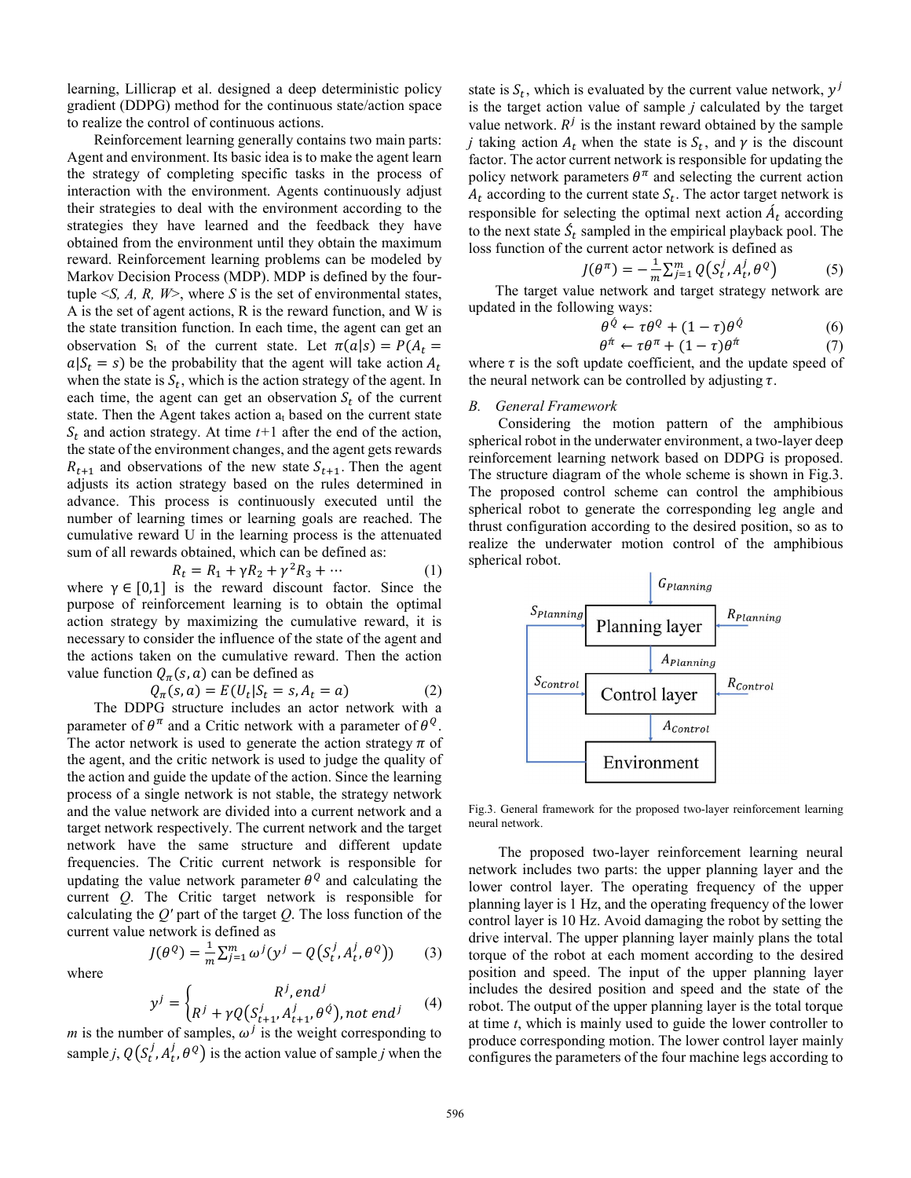learning, Lillicrap et al. designed a deep deterministic policy gradient (DDPG) method for the continuous state/action space to realize the control of continuous actions.

Reinforcement learning generally contains two main parts: Agent and environment. Its basic idea is to make the agent learn the strategy of completing specific tasks in the process of interaction with the environment. Agents continuously adjust their strategies to deal with the environment according to the strategies they have learned and the feedback they have obtained from the environment until they obtain the maximum reward. Reinforcement learning problems can be modeled by Markov Decision Process (MDP). MDP is defined by the four-tuple <*S, A, R, W*>, where *S* is the set of environmental states, A is the set of agent actions, R is the reward function, and W is the state transition function. In each time, the agent can get an observation $S_t$ of the current state. Let $\pi(a|s) = P(A_t = a|S_t = s)$ be the probability that the agent will take action $A_t$ when the state is $S_t$, which is the action strategy of the agent. In each time, the agent can get an observation $S_t$ of the current state. Then the Agent takes action $a_t$ based on the current state $S_t$ and action strategy. At time *t*+1 after the end of the action, the state of the environment changes, and the agent gets rewards $R_{t+1}$ and observations of the new state $S_{t+1}$. Then the agent adjusts its action strategy based on the rules determined in advance. This process is continuously executed until the number of learning times or learning goals are reached. The cumulative reward U in the learning process is the attenuated sum of all rewards obtained, which can be defined as:

$$R_t = R_1 + \gamma R_2 + \gamma^2 R_3 + \cdots \tag{1}$$

where $\gamma \in [0,1]$ is the reward discount factor. Since the purpose of reinforcement learning is to obtain the optimal action strategy by maximizing the cumulative reward, it is necessary to consider the influence of the state of the agent and the actions taken on the cumulative reward. Then the action value function $Q_\pi(s, a)$ can be defined as

$$Q_\pi(s, a) = E(U_t | S_t = s, A_t = a) \tag{2}$$

The DDPG structure includes an actor network with a parameter of $\theta^\pi$ and a Critic network with a parameter of $\theta^Q$. The actor network is used to generate the action strategy $\pi$ of the agent, and the critic network is used to judge the quality of the action and guide the update of the action. Since the learning process of a single network is not stable, the strategy network and the value network are divided into a current network and a target network respectively. The current network and the target network have the same structure and different update frequencies. The Critic current network is responsible for updating the value network parameter $\theta^Q$ and calculating the current *Q*. The Critic target network is responsible for calculating the *Q'* part of the target *Q*. The loss function of the current value network is defined as

$$J(\theta^Q) = \frac{1}{m}\sum_{j=1}^{m} \omega^j (y^j - Q(S_t^j, A_t^j, \theta^Q)) \tag{3}$$

where

$$y^j = \begin{cases} R^j, end^j \\ R^j + \gamma Q(S_{t+1}^j, A_{t+1}^j, \theta^{\acute{Q}}), not\ end^j \end{cases} \tag{4}$$

*m* is the number of samples, $\omega^j$ is the weight corresponding to sample *j*, $Q(S_t^j, A_t^j, \theta^Q)$ is the action value of sample *j* when the state is $S_t$, which is evaluated by the current value network, $y^j$ is the target action value of sample *j* calculated by the target value network. $R^j$ is the instant reward obtained by the sample *j* taking action $A_t$ when the state is $S_t$, and $\gamma$ is the discount factor. The actor current network is responsible for updating the policy network parameters $\theta^\pi$ and selecting the current action $A_t$ according to the current state $S_t$. The actor target network is responsible for selecting the optimal next action $\acute{A}_t$ according to the next state $\acute{S}_t$ sampled in the empirical playback pool. The loss function of the current actor network is defined as

$$J(\theta^\pi) = -\frac{1}{m}\sum_{j=1}^{m} Q(S_t^j, A_t^j, \theta^Q) \tag{5}$$

The target value network and target strategy network are updated in the following ways:

$$\theta^{\acute{Q}} \leftarrow \tau\theta^Q + (1-\tau)\theta^{\acute{Q}} \tag{6}$$

$$\theta^{\acute{\pi}} \leftarrow \tau\theta^\pi + (1-\tau)\theta^{\acute{\pi}} \tag{7}$$

where $\tau$ is the soft update coefficient, and the update speed of the neural network can be controlled by adjusting $\tau$.

### *B. General Framework*

Considering the motion pattern of the amphibious spherical robot in the underwater environment, a two-layer deep reinforcement learning network based on DDPG is proposed. The structure diagram of the whole scheme is shown in Fig.3. The proposed control scheme can control the amphibious spherical robot to generate the corresponding leg angle and thrust configuration according to the desired position, so as to realize the underwater motion control of the amphibious spherical robot.

Fig.3. General framework for the proposed two-layer reinforcement learning neural network.

The proposed two-layer reinforcement learning neural network includes two parts: the upper planning layer and the lower control layer. The operating frequency of the upper planning layer is 1 Hz, and the operating frequency of the lower control layer is 10 Hz. Avoid damaging the robot by setting the drive interval. The upper planning layer mainly plans the total torque of the robot at each moment according to the desired position and speed. The input of the upper planning layer includes the desired position and speed and the state of the robot. The output of the upper planning layer is the total torque at time *t*, which is mainly used to guide the lower controller to produce corresponding motion. The lower control layer mainly configures the parameters of the four machine legs according to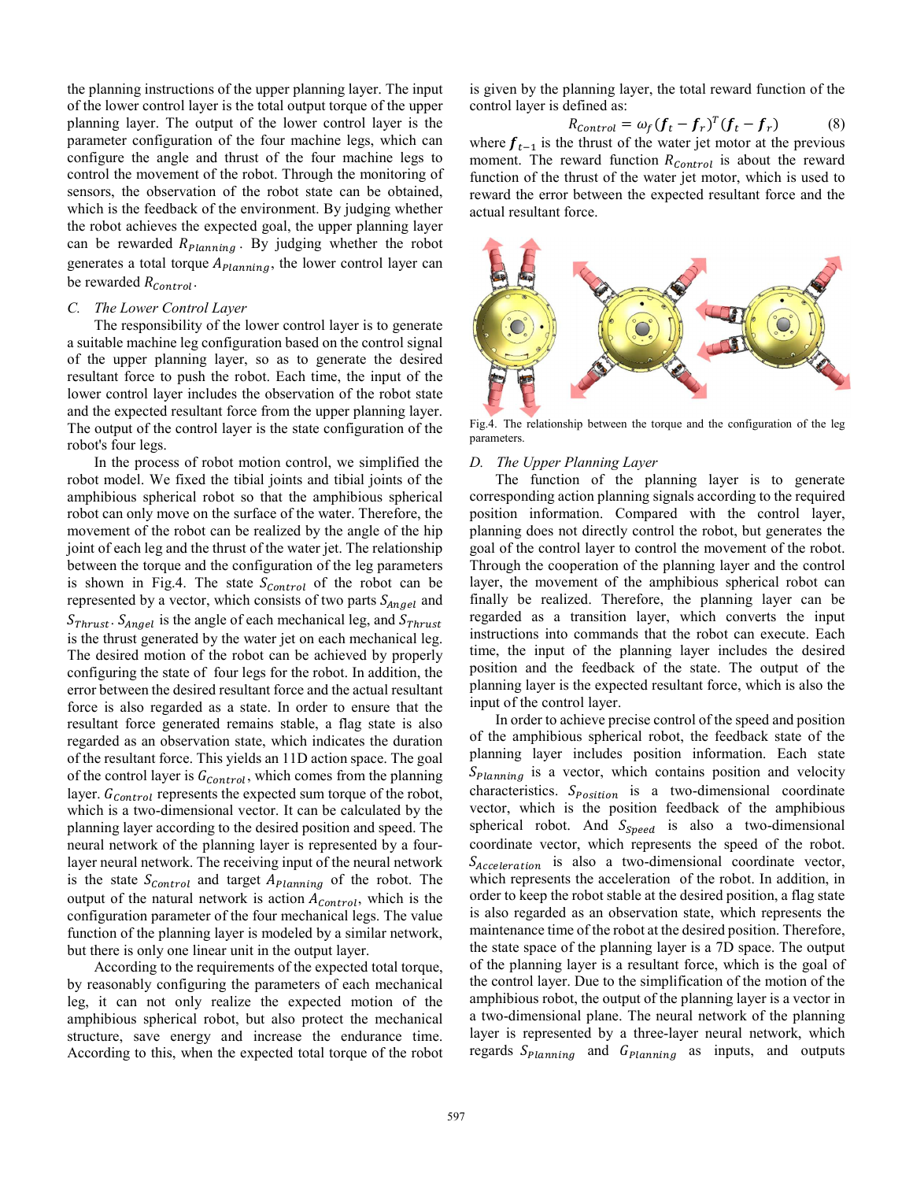the planning instructions of the upper planning layer. The input of the lower control layer is the total output torque of the upper planning layer. The output of the lower control layer is the parameter configuration of the four machine legs, which can configure the angle and thrust of the four machine legs to control the movement of the robot. Through the monitoring of sensors, the observation of the robot state can be obtained, which is the feedback of the environment. By judging whether the robot achieves the expected goal, the upper planning layer can be rewarded $R_{Planning}$. By judging whether the robot generates a total torque $A_{Planning}$, the lower control layer can be rewarded $R_{Control}$.

### C. The Lower Control Layer

The responsibility of the lower control layer is to generate a suitable machine leg configuration based on the control signal of the upper planning layer, so as to generate the desired resultant force to push the robot. Each time, the input of the lower control layer includes the observation of the robot state and the expected resultant force from the upper planning layer. The output of the control layer is the state configuration of the robot's four legs.

In the process of robot motion control, we simplified the robot model. We fixed the tibial joints and tibial joints of the amphibious spherical robot so that the amphibious spherical robot can only move on the surface of the water. Therefore, the movement of the robot can be realized by the angle of the hip joint of each leg and the thrust of the water jet. The relationship between the torque and the configuration of the leg parameters is shown in Fig.4. The state $S_{Control}$ of the robot can be represented by a vector, which consists of two parts $S_{Angel}$ and $S_{Thrust}$. $S_{Angel}$ is the angle of each mechanical leg, and $S_{Thrust}$ is the thrust generated by the water jet on each mechanical leg. The desired motion of the robot can be achieved by properly configuring the state of four legs for the robot. In addition, the error between the desired resultant force and the actual resultant force is also regarded as a state. In order to ensure that the resultant force generated remains stable, a flag state is also regarded as an observation state, which indicates the duration of the resultant force. This yields an 11D action space. The goal of the control layer is $G_{Control}$, which comes from the planning layer. $G_{Control}$ represents the expected sum torque of the robot, which is a two-dimensional vector. It can be calculated by the planning layer according to the desired position and speed. The neural network of the planning layer is represented by a four-layer neural network. The receiving input of the neural network is the state $S_{Control}$ and target $A_{Planning}$ of the robot. The output of the natural network is action $A_{Control}$, which is the configuration parameter of the four mechanical legs. The value function of the planning layer is modeled by a similar network, but there is only one linear unit in the output layer.

According to the requirements of the expected total torque, by reasonably configuring the parameters of each mechanical leg, it can not only realize the expected motion of the amphibious spherical robot, but also protect the mechanical structure, save energy and increase the endurance time. According to this, when the expected total torque of the robot is given by the planning layer, the total reward function of the control layer is defined as:

$$R_{Control} = \omega_f(\boldsymbol{f}_t - \boldsymbol{f}_r)^T(\boldsymbol{f}_t - \boldsymbol{f}_r) \tag{8}$$

where $\boldsymbol{f}_{t-1}$ is the thrust of the water jet motor at the previous moment. The reward function $R_{Control}$ is about the reward function of the thrust of the water jet motor, which is used to reward the error between the expected resultant force and the actual resultant force.

Fig.4. The relationship between the torque and the configuration of the leg parameters.

### D. The Upper Planning Layer

The function of the planning layer is to generate corresponding action planning signals according to the required position information. Compared with the control layer, planning does not directly control the robot, but generates the goal of the control layer to control the movement of the robot. Through the cooperation of the planning layer and the control layer, the movement of the amphibious spherical robot can finally be realized. Therefore, the planning layer can be regarded as a transition layer, which converts the input instructions into commands that the robot can execute. Each time, the input of the planning layer includes the desired position and the feedback of the state. The output of the planning layer is the expected resultant force, which is also the input of the control layer.

In order to achieve precise control of the speed and position of the amphibious spherical robot, the feedback state of the planning layer includes position information. Each state $S_{Planning}$ is a vector, which contains position and velocity characteristics. $S_{Position}$ is a two-dimensional coordinate vector, which is the position feedback of the amphibious spherical robot. And $S_{Speed}$ is also a two-dimensional coordinate vector, which represents the speed of the robot. $S_{Acceleration}$ is also a two-dimensional coordinate vector, which represents the acceleration of the robot. In addition, in order to keep the robot stable at the desired position, a flag state is also regarded as an observation state, which represents the maintenance time of the robot at the desired position. Therefore, the state space of the planning layer is a 7D space. The output of the planning layer is a resultant force, which is the goal of the control layer. Due to the simplification of the motion of the amphibious robot, the output of the planning layer is a vector in a two-dimensional plane. The neural network of the planning layer is represented by a three-layer neural network, which regards $S_{Planning}$ and $G_{Planning}$ as inputs, and outputs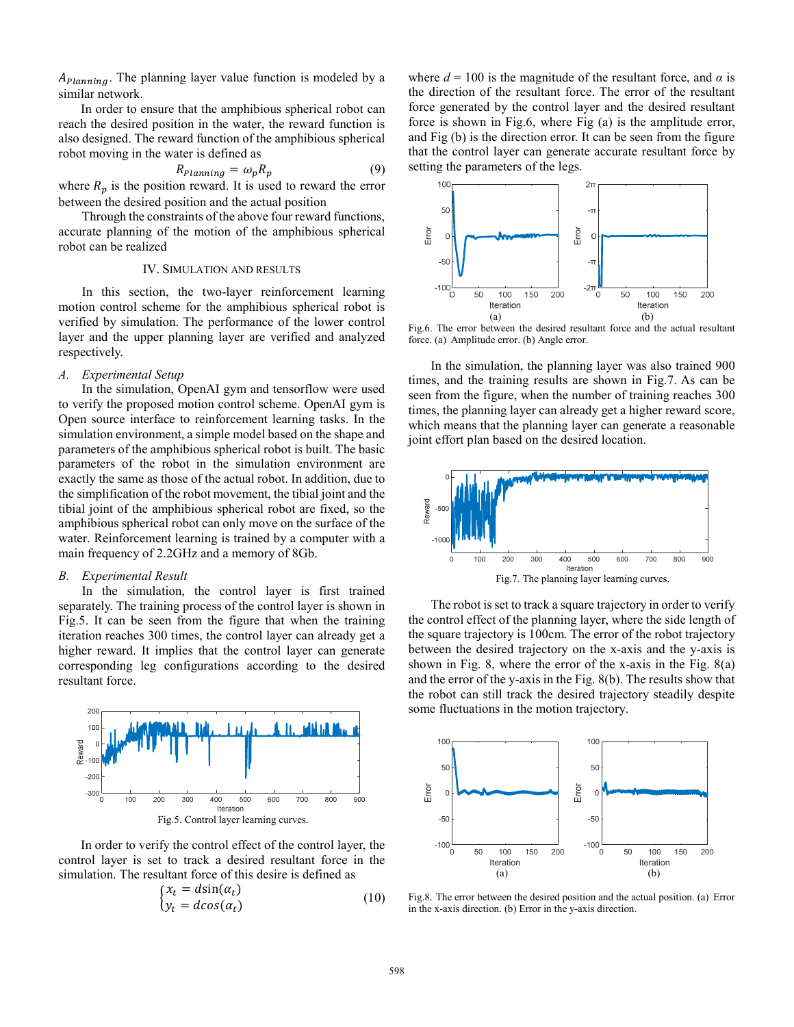$A_{Planning}$. The planning layer value function is modeled by a similar network.

In order to ensure that the amphibious spherical robot can reach the desired position in the water, the reward function is also designed. The reward function of the amphibious spherical robot moving in the water is defined as

$$R_{Planning} = \omega_p R_p \tag{9}$$

where $R_p$ is the position reward. It is used to reward the error between the desired position and the actual position

Through the constraints of the above four reward functions, accurate planning of the motion of the amphibious spherical robot can be realized

## IV. Simulation and Results

In this section, the two-layer reinforcement learning motion control scheme for the amphibious spherical robot is verified by simulation. The performance of the lower control layer and the upper planning layer are verified and analyzed respectively.

### *A. Experimental Setup*

In the simulation, OpenAI gym and tensorflow were used to verify the proposed motion control scheme. OpenAI gym is Open source interface to reinforcement learning tasks. In the simulation environment, a simple model based on the shape and parameters of the amphibious spherical robot is built. The basic parameters of the robot in the simulation environment are exactly the same as those of the actual robot. In addition, due to the simplification of the robot movement, the tibial joint and the tibial joint of the amphibious spherical robot are fixed, so the amphibious spherical robot can only move on the surface of the water. Reinforcement learning is trained by a computer with a main frequency of 2.2GHz and a memory of 8Gb.

### *B. Experimental Result*

In the simulation, the control layer is first trained separately. The training process of the control layer is shown in Fig.5. It can be seen from the figure that when the training iteration reaches 300 times, the control layer can already get a higher reward. It implies that the control layer can generate corresponding leg configurations according to the desired resultant force.

Fig.5. Control layer learning curves.

In order to verify the control effect of the control layer, the control layer is set to track a desired resultant force in the simulation. The resultant force of this desire is defined as

$$\begin{cases} x_t = d\sin(\alpha_t) \\ y_t = d\cos(\alpha_t) \end{cases} \tag{10}$$

where $d$ = 100 is the magnitude of the resultant force, and $\alpha$ is the direction of the resultant force. The error of the resultant force generated by the control layer and the desired resultant force is shown in Fig.6, where Fig (a) is the amplitude error, and Fig (b) is the direction error. It can be seen from the figure that the control layer can generate accurate resultant force by setting the parameters of the legs.

Fig.6. The error between the desired resultant force and the actual resultant force. (a) Amplitude error. (b) Angle error.

In the simulation, the planning layer was also trained 900 times, and the training results are shown in Fig.7. As can be seen from the figure, when the number of training reaches 300 times, the planning layer can already get a higher reward score, which means that the planning layer can generate a reasonable joint effort plan based on the desired location.

Fig.7. The planning layer learning curves.

The robot is set to track a square trajectory in order to verify the control effect of the planning layer, where the side length of the square trajectory is 100cm. The error of the robot trajectory between the desired trajectory on the x-axis and the y-axis is shown in Fig. 8, where the error of the x-axis in the Fig. 8(a) and the error of the y-axis in the Fig. 8(b). The results show that the robot can still track the desired trajectory steadily despite some fluctuations in the motion trajectory.

Fig.8. The error between the desired position and the actual position. (a) Error in the x-axis direction. (b) Error in the y-axis direction.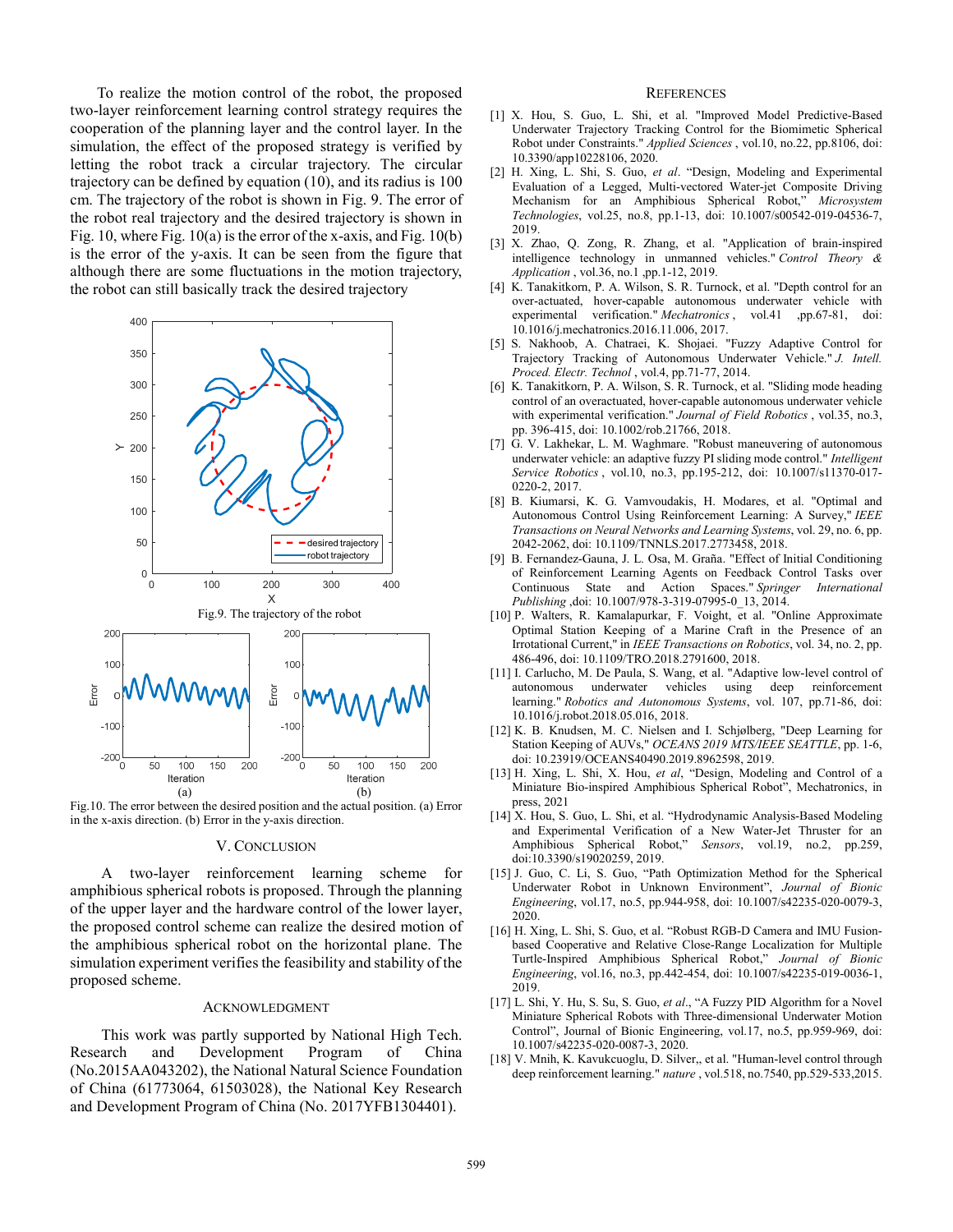To realize the motion control of the robot, the proposed two-layer reinforcement learning control strategy requires the cooperation of the planning layer and the control layer. In the simulation, the effect of the proposed strategy is verified by letting the robot track a circular trajectory. The circular trajectory can be defined by equation (10), and its radius is 100 cm. The trajectory of the robot is shown in Fig. 9. The error of the robot real trajectory and the desired trajectory is shown in Fig. 10, where Fig. 10(a) is the error of the x-axis, and Fig. 10(b) is the error of the y-axis. It can be seen from the figure that although there are some fluctuations in the motion trajectory, the robot can still basically track the desired trajectory

400
350
300
250
200
150
100
50
0
Y
0 100 200 300 400
X
desired trajectory
robot trajectory

Fig.9. The trajectory of the robot

200
100
0
-100
-200
Error
0 50 100 150 200
Iteration
(a)

200
100
0
-100
-200
Error
0 50 100 150 200
Iteration
(b)

Fig.10. The error between the desired position and the actual position. (a) Error in the x-axis direction. (b) Error in the y-axis direction.

## V. Conclusion

A two-layer reinforcement learning scheme for amphibious spherical robots is proposed. Through the planning of the upper layer and the hardware control of the lower layer, the proposed control scheme can realize the desired motion of the amphibious spherical robot on the horizontal plane. The simulation experiment verifies the feasibility and stability of the proposed scheme.

## Acknowledgment

This work was partly supported by National High Tech. Research and Development Program of China (No.2015AA043202), the National Natural Science Foundation of China (61773064, 61503028), the National Key Research and Development Program of China (No. 2017YFB1304401).

## References

[1] X. Hou, S. Guo, L. Shi, et al. "Improved Model Predictive-Based Underwater Trajectory Tracking Control for the Biomimetic Spherical Robot under Constraints." *Applied Sciences* , vol.10, no.22, pp.8106, doi: 10.3390/app10228106, 2020.

[2] H. Xing, L. Shi, S. Guo, *et al*. "Design, Modeling and Experimental Evaluation of a Legged, Multi-vectored Water-jet Composite Driving Mechanism for an Amphibious Spherical Robot," *Microsystem Technologies*, vol.25, no.8, pp.1-13, doi: 10.1007/s00542-019-04536-7, 2019.

[3] X. Zhao, Q. Zong, R. Zhang, et al. "Application of brain-inspired intelligence technology in unmanned vehicles." *Control Theory & Application* , vol.36, no.1 ,pp.1-12, 2019.

[4] K. Tanakitkorn, P. A. Wilson, S. R. Turnock, et al. "Depth control for an over-actuated, hover-capable autonomous underwater vehicle with experimental verification." *Mechatronics* , vol.41 ,pp.67-81, doi: 10.1016/j.mechatronics.2016.11.006, 2017.

[5] S. Nakhoob, A. Chatraei, K. Shojaei. "Fuzzy Adaptive Control for Trajectory Tracking of Autonomous Underwater Vehicle." *J. Intell. Proced. Electr. Technol* , vol.4, pp.71-77, 2014.

[6] K. Tanakitkorn, P. A. Wilson, S. R. Turnock, et al. "Sliding mode heading control of an overactuated, hover-capable autonomous underwater vehicle with experimental verification." *Journal of Field Robotics* , vol.35, no.3, pp. 396-415, doi: 10.1002/rob.21766, 2018.

[7] G. V. Lakhekar, L. M. Waghmare. "Robust maneuvering of autonomous underwater vehicle: an adaptive fuzzy PI sliding mode control." *Intelligent Service Robotics* , vol.10, no.3, pp.195-212, doi: 10.1007/s11370-017-0220-2, 2017.

[8] B. Kiumarsi, K. G. Vamvoudakis, H. Modares, et al. "Optimal and Autonomous Control Using Reinforcement Learning: A Survey," *IEEE Transactions on Neural Networks and Learning Systems*, vol. 29, no. 6, pp. 2042-2062, doi: 10.1109/TNNLS.2017.2773458, 2018.

[9] B. Fernandez-Gauna, J. L. Osa, M. Graña. "Effect of Initial Conditioning of Reinforcement Learning Agents on Feedback Control Tasks over Continuous State and Action Spaces." *Springer International Publishing* ,doi: 10.1007/978-3-319-07995-0_13, 2014.

[10] P. Walters, R. Kamalapurkar, F. Voight, et al. "Online Approximate Optimal Station Keeping of a Marine Craft in the Presence of an Irrotational Current," in *IEEE Transactions on Robotics*, vol. 34, no. 2, pp. 486-496, doi: 10.1109/TRO.2018.2791600, 2018.

[11] I. Carlucho, M. De Paula, S. Wang, et al. "Adaptive low-level control of autonomous underwater vehicles using deep reinforcement learning." *Robotics and Autonomous Systems*, vol. 107, pp.71-86, doi: 10.1016/j.robot.2018.05.016, 2018.

[12] K. B. Knudsen, M. C. Nielsen and I. Schjølberg, "Deep Learning for Station Keeping of AUVs," *OCEANS 2019 MTS/IEEE SEATTLE*, pp. 1-6, doi: 10.23919/OCEANS40490.2019.8962598, 2019.

[13] H. Xing, L. Shi, X. Hou, *et al*, "Design, Modeling and Control of a Miniature Bio-inspired Amphibious Spherical Robot", Mechatronics, in press, 2021

[14] X. Hou, S. Guo, L. Shi, et al. "Hydrodynamic Analysis-Based Modeling and Experimental Verification of a New Water-Jet Thruster for an Amphibious Spherical Robot," *Sensors*, vol.19, no.2, pp.259, doi:10.3390/s19020259, 2019.

[15] J. Guo, C. Li, S. Guo, "Path Optimization Method for the Spherical Underwater Robot in Unknown Environment", *Journal of Bionic Engineering*, vol.17, no.5, pp.944-958, doi: 10.1007/s42235-020-0079-3, 2020.

[16] H. Xing, L. Shi, S. Guo, et al. "Robust RGB-D Camera and IMU Fusion-based Cooperative and Relative Close-Range Localization for Multiple Turtle-Inspired Amphibious Spherical Robot," *Journal of Bionic Engineering*, vol.16, no.3, pp.442-454, doi: 10.1007/s42235-019-0036-1, 2019.

[17] L. Shi, Y. Hu, S. Su, S. Guo, *et al*., "A Fuzzy PID Algorithm for a Novel Miniature Spherical Robots with Three-dimensional Underwater Motion Control", Journal of Bionic Engineering, vol.17, no.5, pp.959-969, doi: 10.1007/s42235-020-0087-3, 2020.

[18] V. Mnih, K. Kavukcuoglu, D. Silver,, et al. "Human-level control through deep reinforcement learning." *nature* , vol.518, no.7540, pp.529-533,2015.